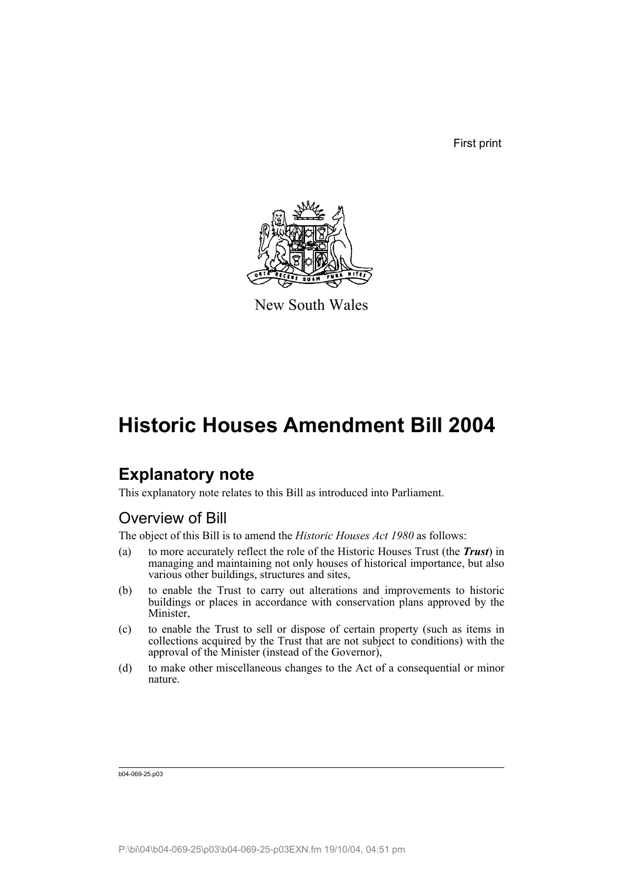First print

New South Wales

# Historic Houses Amendment Bill 2004

## Explanatory note

This explanatory note relates to this Bill as introduced into Parliament.

### Overview of Bill

The object of this Bill is to amend the *Historic Houses Act 1980* as follows:

(a) to more accurately reflect the role of the Historic Houses Trust (the ***Trust***) in managing and maintaining not only houses of historical importance, but also various other buildings, structures and sites,

(b) to enable the Trust to carry out alterations and improvements to historic buildings or places in accordance with conservation plans approved by the Minister,

(c) to enable the Trust to sell or dispose of certain property (such as items in collections acquired by the Trust that are not subject to conditions) with the approval of the Minister (instead of the Governor),

(d) to make other miscellaneous changes to the Act of a consequential or minor nature.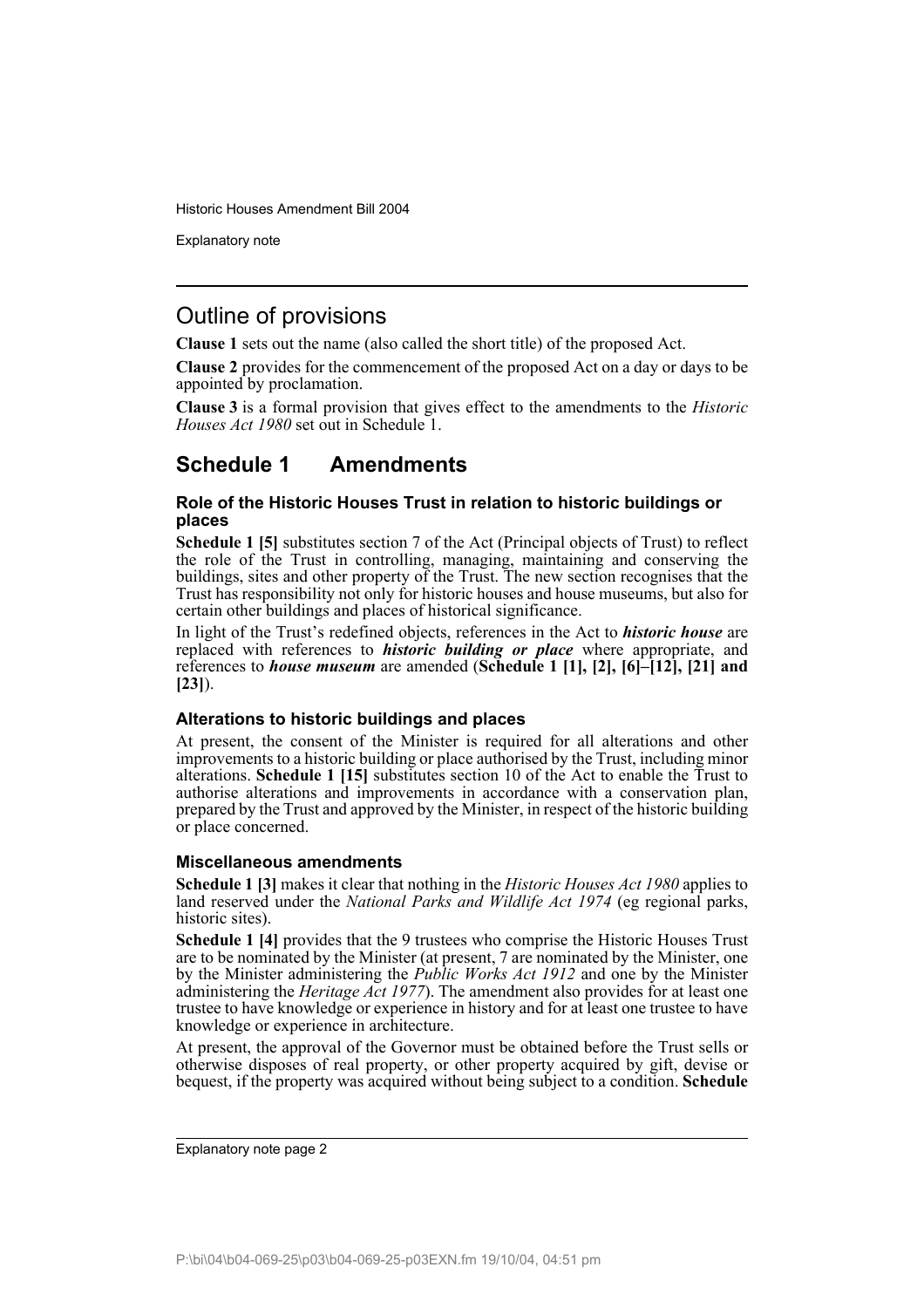## Outline of provisions

**Clause 1** sets out the name (also called the short title) of the proposed Act.

**Clause 2** provides for the commencement of the proposed Act on a day or days to be appointed by proclamation.

**Clause 3** is a formal provision that gives effect to the amendments to the *Historic Houses Act 1980* set out in Schedule 1.

## Schedule 1 Amendments

### Role of the Historic Houses Trust in relation to historic buildings or places

**Schedule 1 [5]** substitutes section 7 of the Act (Principal objects of Trust) to reflect the role of the Trust in controlling, managing, maintaining and conserving the buildings, sites and other property of the Trust. The new section recognises that the Trust has responsibility not only for historic houses and house museums, but also for certain other buildings and places of historical significance.

In light of the Trust's redefined objects, references in the Act to ***historic house*** are replaced with references to ***historic building or place*** where appropriate, and references to ***house museum*** are amended (**Schedule 1 [1], [2], [6]–[12], [21] and [23]**).

### Alterations to historic buildings and places

At present, the consent of the Minister is required for all alterations and other improvements to a historic building or place authorised by the Trust, including minor alterations. **Schedule 1 [15]** substitutes section 10 of the Act to enable the Trust to authorise alterations and improvements in accordance with a conservation plan, prepared by the Trust and approved by the Minister, in respect of the historic building or place concerned.

### Miscellaneous amendments

**Schedule 1 [3]** makes it clear that nothing in the *Historic Houses Act 1980* applies to land reserved under the *National Parks and Wildlife Act 1974* (eg regional parks, historic sites).

**Schedule 1 [4]** provides that the 9 trustees who comprise the Historic Houses Trust are to be nominated by the Minister (at present, 7 are nominated by the Minister, one by the Minister administering the *Public Works Act 1912* and one by the Minister administering the *Heritage Act 1977*). The amendment also provides for at least one trustee to have knowledge or experience in history and for at least one trustee to have knowledge or experience in architecture.

At present, the approval of the Governor must be obtained before the Trust sells or otherwise disposes of real property, or other property acquired by gift, devise or bequest, if the property was acquired without being subject to a condition. **Schedule**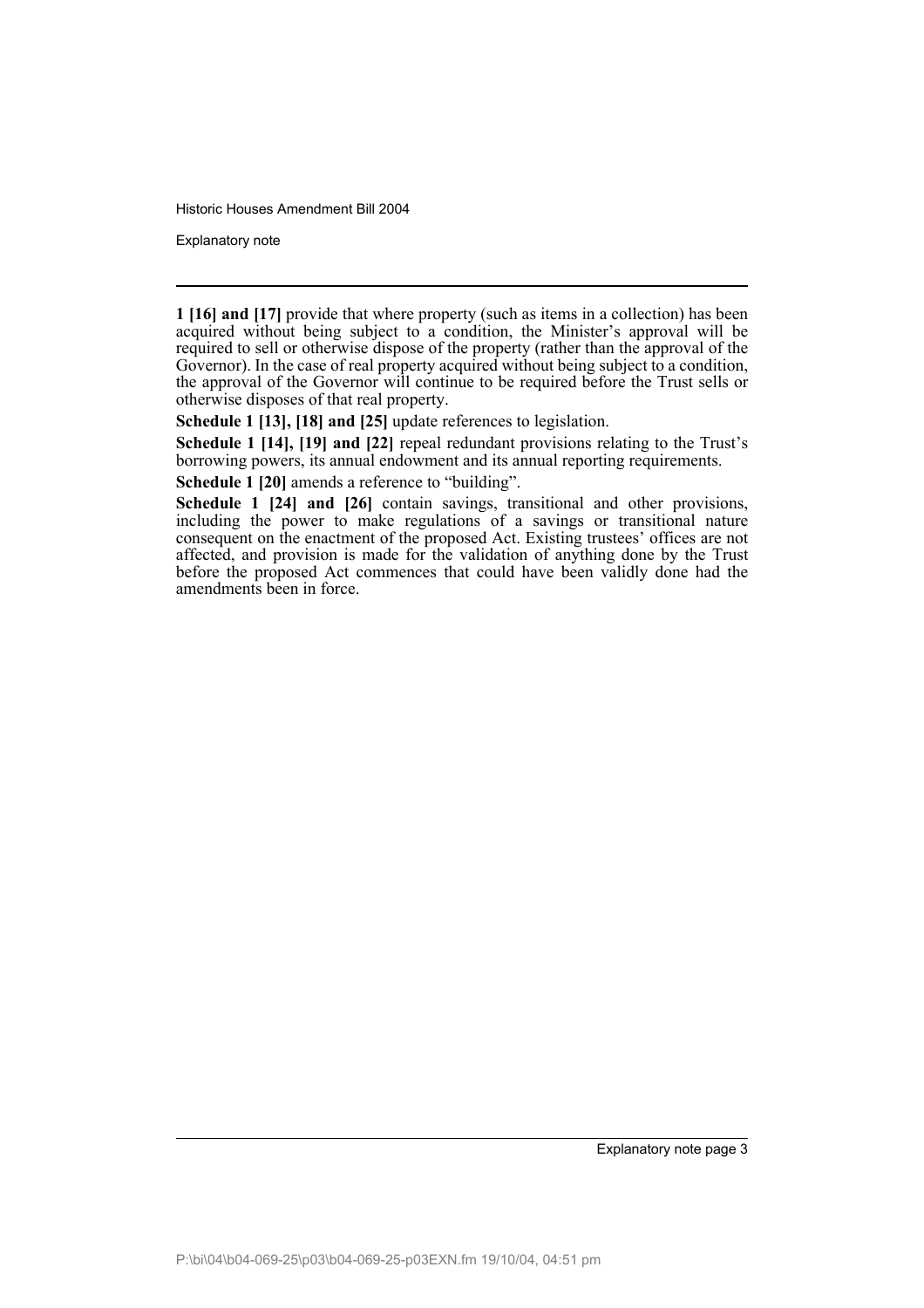**1 [16] and [17]** provide that where property (such as items in a collection) has been acquired without being subject to a condition, the Minister's approval will be required to sell or otherwise dispose of the property (rather than the approval of the Governor). In the case of real property acquired without being subject to a condition, the approval of the Governor will continue to be required before the Trust sells or otherwise disposes of that real property.

**Schedule 1 [13], [18] and [25]** update references to legislation.

**Schedule 1 [14], [19] and [22]** repeal redundant provisions relating to the Trust's borrowing powers, its annual endowment and its annual reporting requirements.

**Schedule 1 [20]** amends a reference to "building".

**Schedule 1 [24] and [26]** contain savings, transitional and other provisions, including the power to make regulations of a savings or transitional nature consequent on the enactment of the proposed Act. Existing trustees' offices are not affected, and provision is made for the validation of anything done by the Trust before the proposed Act commences that could have been validly done had the amendments been in force.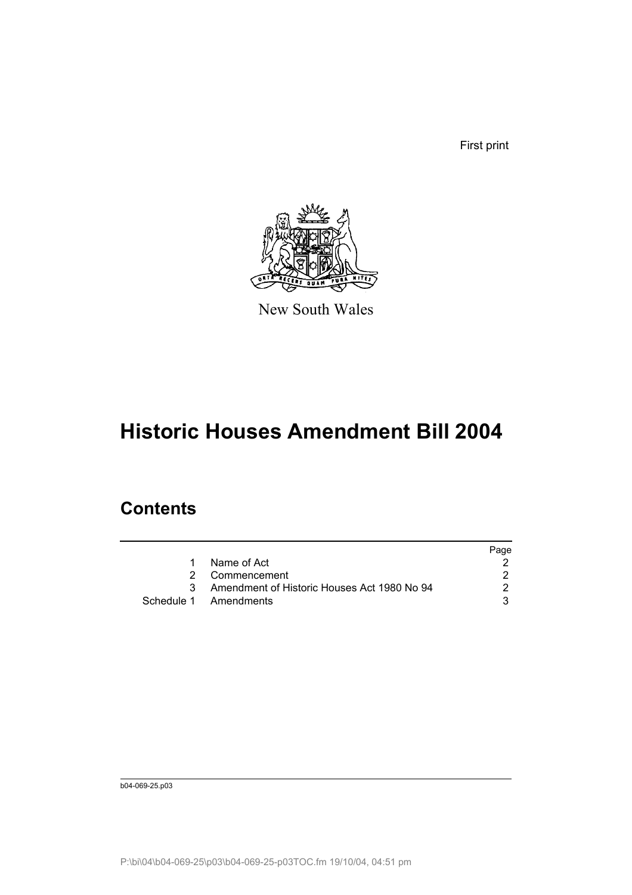First print

New South Wales

# Historic Houses Amendment Bill 2004

## Contents

| | | Page |
|---|---|---|
| 1 | Name of Act | 2 |
| 2 | Commencement | 2 |
| 3 | Amendment of Historic Houses Act 1980 No 94 | 2 |
| Schedule 1 | Amendments | 3 |

b04-069-25.p03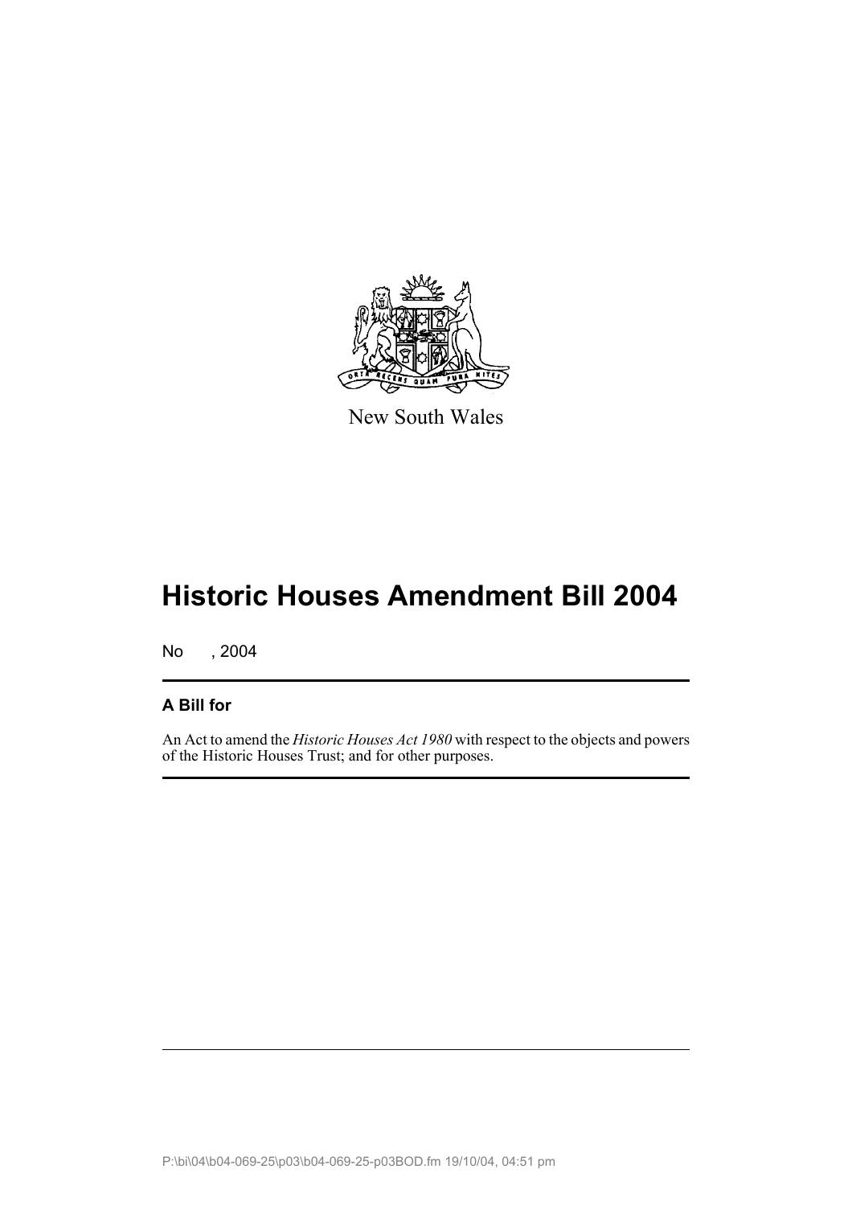New South Wales

# Historic Houses Amendment Bill 2004

No , 2004

## A Bill for

An Act to amend the *Historic Houses Act 1980* with respect to the objects and powers of the Historic Houses Trust; and for other purposes.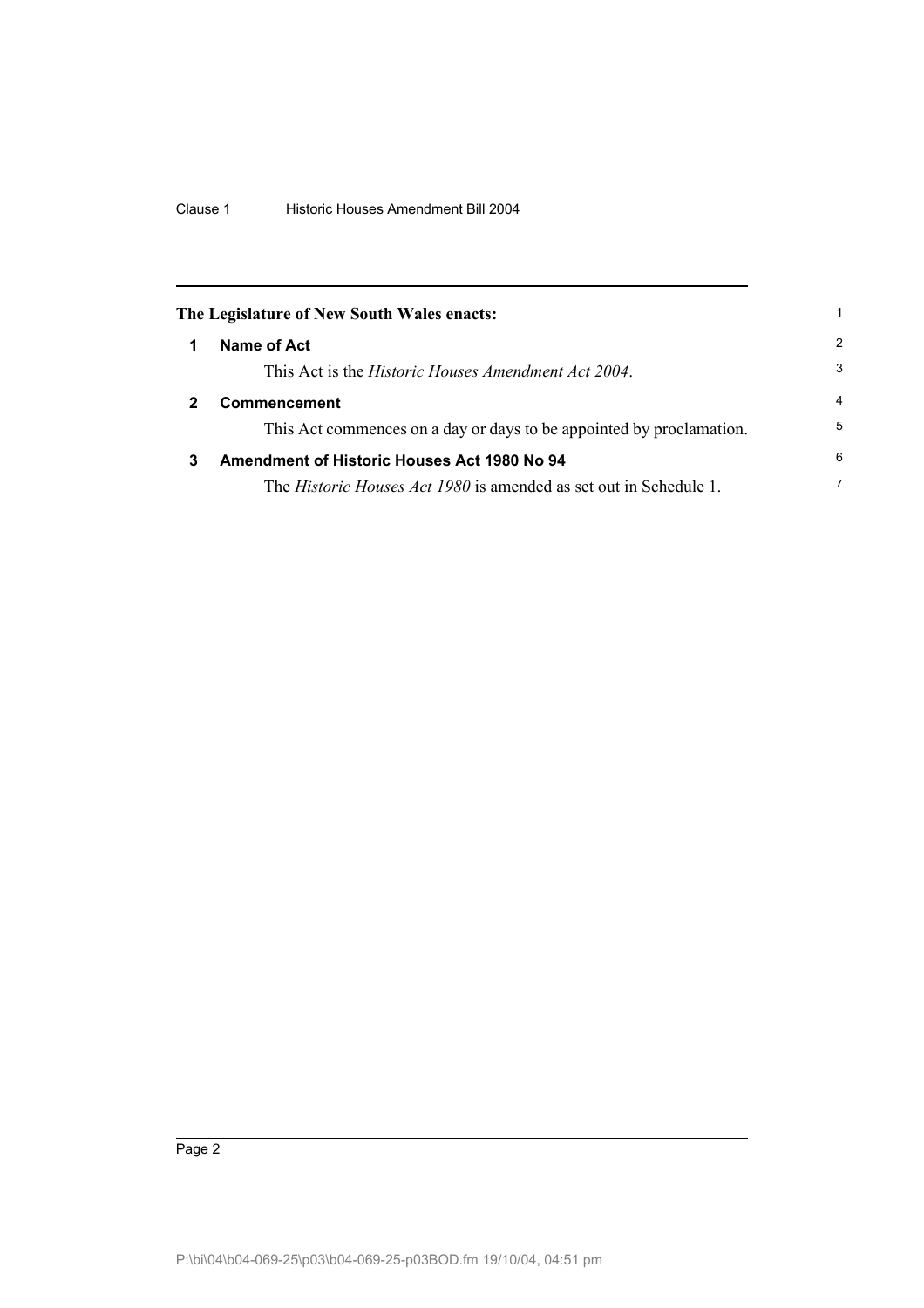**The Legislature of New South Wales enacts:**

## 1 Name of Act

This Act is the *Historic Houses Amendment Act 2004*.

## 2 Commencement

This Act commences on a day or days to be appointed by proclamation.

## 3 Amendment of Historic Houses Act 1980 No 94

The *Historic Houses Act 1980* is amended as set out in Schedule 1.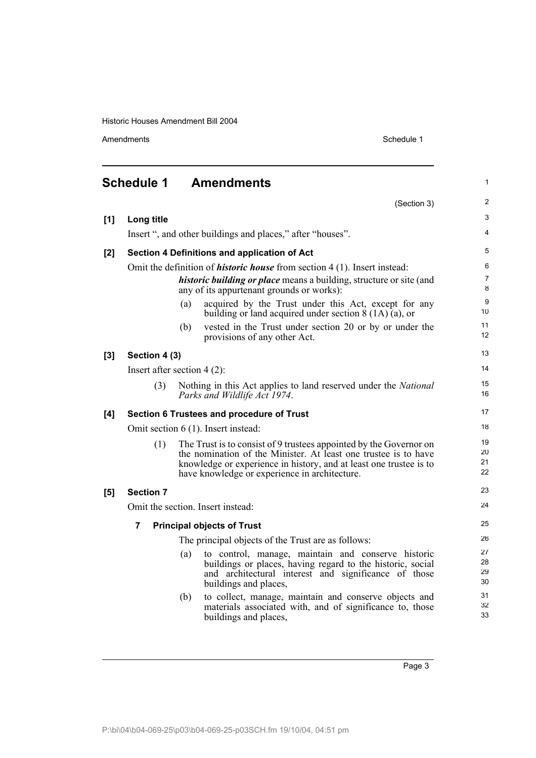## Schedule 1 Amendments

(Section 3)

**[1] Long title**

Insert ", and other buildings and places," after "houses".

**[2] Section 4 Definitions and application of Act**

Omit the definition of ***historic house*** from section 4 (1). Insert instead:

> ***historic building or place*** means a building, structure or site (and any of its appurtenant grounds or works):
>
> (a) acquired by the Trust under this Act, except for any building or land acquired under section 8 (1A) (a), or
>
> (b) vested in the Trust under section 20 or by or under the provisions of any other Act.

**[3] Section 4 (3)**

Insert after section 4 (2):

> (3) Nothing in this Act applies to land reserved under the *National Parks and Wildlife Act 1974*.

**[4] Section 6 Trustees and procedure of Trust**

Omit section 6 (1). Insert instead:

> (1) The Trust is to consist of 9 trustees appointed by the Governor on the nomination of the Minister. At least one trustee is to have knowledge or experience in history, and at least one trustee is to have knowledge or experience in architecture.

**[5] Section 7**

Omit the section. Insert instead:

> **7 Principal objects of Trust**
>
> The principal objects of the Trust are as follows:
>
> (a) to control, manage, maintain and conserve historic buildings or places, having regard to the historic, social and architectural interest and significance of those buildings and places,
>
> (b) to collect, manage, maintain and conserve objects and materials associated with, and of significance to, those buildings and places,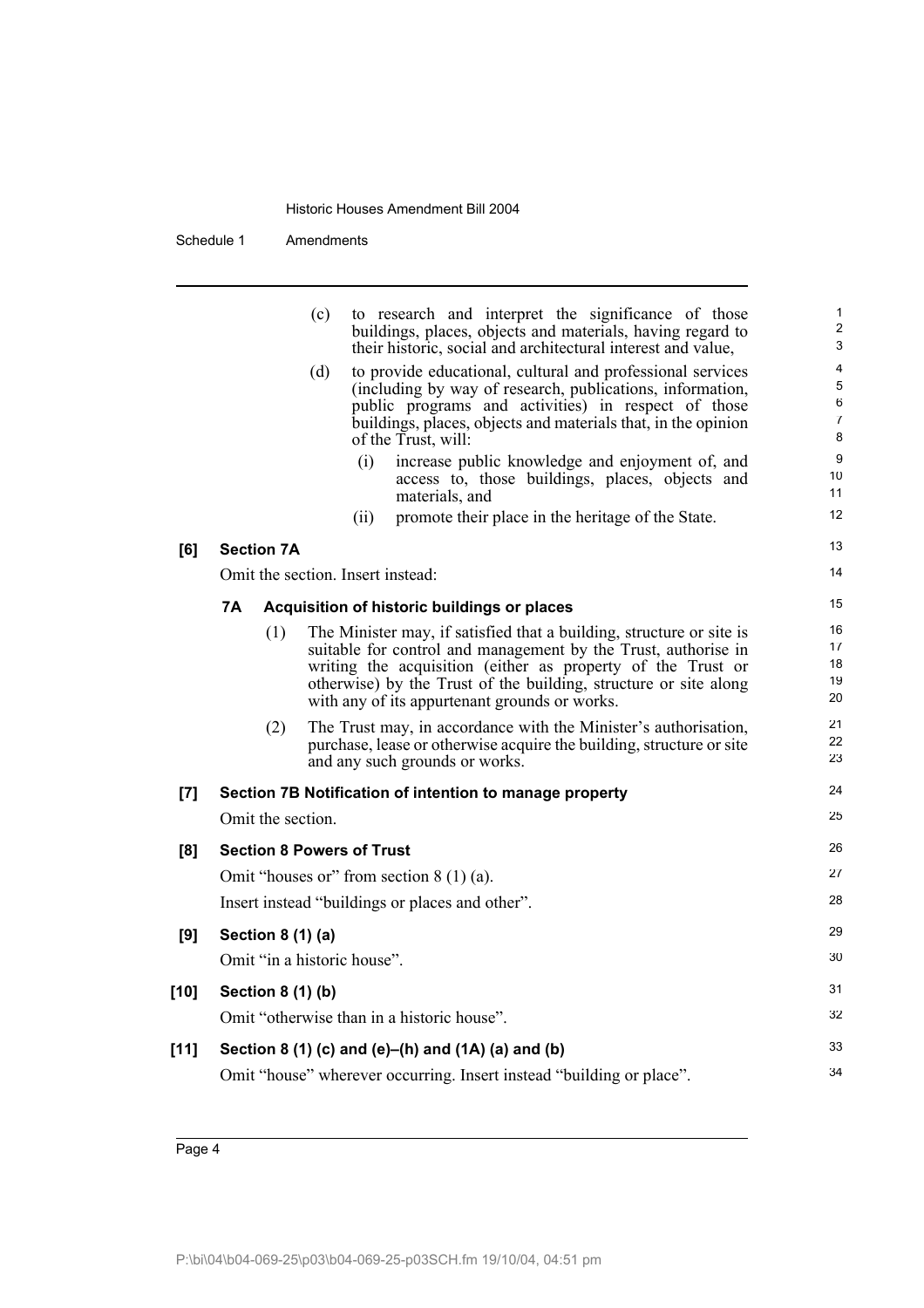(c) to research and interpret the significance of those buildings, places, objects and materials, having regard to their historic, social and architectural interest and value,

(d) to provide educational, cultural and professional services (including by way of research, publications, information, public programs and activities) in respect of those buildings, places, objects and materials that, in the opinion of the Trust, will:

(i) increase public knowledge and enjoyment of, and access to, those buildings, places, objects and materials, and

(ii) promote their place in the heritage of the State.

**[6] Section 7A**

Omit the section. Insert instead:

**7A Acquisition of historic buildings or places**

(1) The Minister may, if satisfied that a building, structure or site is suitable for control and management by the Trust, authorise in writing the acquisition (either as property of the Trust or otherwise) by the Trust of the building, structure or site along with any of its appurtenant grounds or works.

(2) The Trust may, in accordance with the Minister's authorisation, purchase, lease or otherwise acquire the building, structure or site and any such grounds or works.

**[7] Section 7B Notification of intention to manage property**

Omit the section.

**[8] Section 8 Powers of Trust**

Omit "houses or" from section 8 (1) (a).

Insert instead "buildings or places and other".

**[9] Section 8 (1) (a)**

Omit "in a historic house".

**[10] Section 8 (1) (b)**

Omit "otherwise than in a historic house".

**[11] Section 8 (1) (c) and (e)–(h) and (1A) (a) and (b)**

Omit "house" wherever occurring. Insert instead "building or place".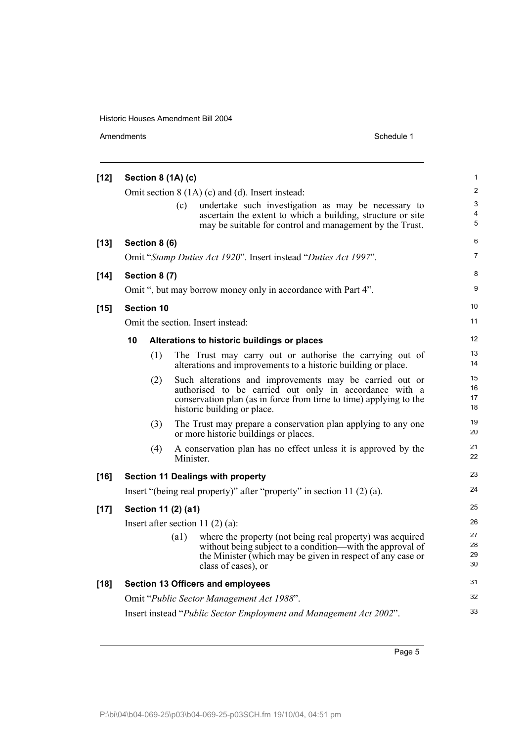**[12] Section 8 (1A) (c)**

Omit section 8 (1A) (c) and (d). Insert instead:

(c) undertake such investigation as may be necessary to ascertain the extent to which a building, structure or site may be suitable for control and management by the Trust.

**[13] Section 8 (6)**

Omit "*Stamp Duties Act 1920*". Insert instead "*Duties Act 1997*".

**[14] Section 8 (7)**

Omit ", but may borrow money only in accordance with Part 4".

**[15] Section 10**

Omit the section. Insert instead:

**10 Alterations to historic buildings or places**

(1) The Trust may carry out or authorise the carrying out of alterations and improvements to a historic building or place.

(2) Such alterations and improvements may be carried out or authorised to be carried out only in accordance with a conservation plan (as in force from time to time) applying to the historic building or place.

(3) The Trust may prepare a conservation plan applying to any one or more historic buildings or places.

(4) A conservation plan has no effect unless it is approved by the Minister.

**[16] Section 11 Dealings with property**

Insert "(being real property)" after "property" in section 11 (2) (a).

**[17] Section 11 (2) (a1)**

Insert after section 11 (2) (a):

(a1) where the property (not being real property) was acquired without being subject to a condition—with the approval of the Minister (which may be given in respect of any case or class of cases), or

**[18] Section 13 Officers and employees**

Omit "*Public Sector Management Act 1988*".

Insert instead "*Public Sector Employment and Management Act 2002*".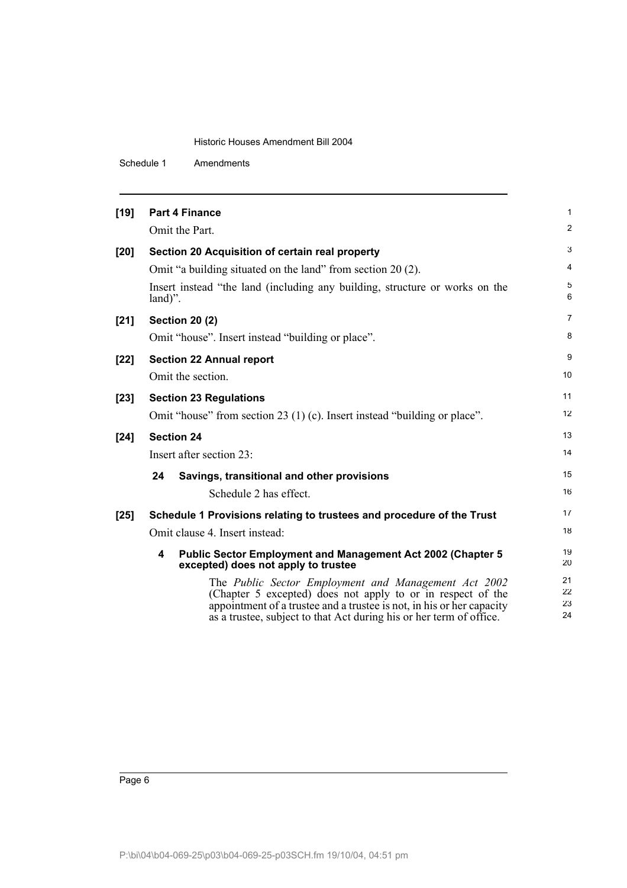**[19] Part 4 Finance**

Omit the Part.

**[20] Section 20 Acquisition of certain real property**

Omit "a building situated on the land" from section 20 (2).

Insert instead "the land (including any building, structure or works on the land)".

**[21] Section 20 (2)**

Omit "house". Insert instead "building or place".

**[22] Section 22 Annual report**

Omit the section.

**[23] Section 23 Regulations**

Omit "house" from section 23 (1) (c). Insert instead "building or place".

**[24] Section 24**

Insert after section 23:

**24 Savings, transitional and other provisions**

Schedule 2 has effect.

**[25] Schedule 1 Provisions relating to trustees and procedure of the Trust**

Omit clause 4. Insert instead:

**4 Public Sector Employment and Management Act 2002 (Chapter 5 excepted) does not apply to trustee**

The *Public Sector Employment and Management Act 2002* (Chapter 5 excepted) does not apply to or in respect of the appointment of a trustee and a trustee is not, in his or her capacity as a trustee, subject to that Act during his or her term of office.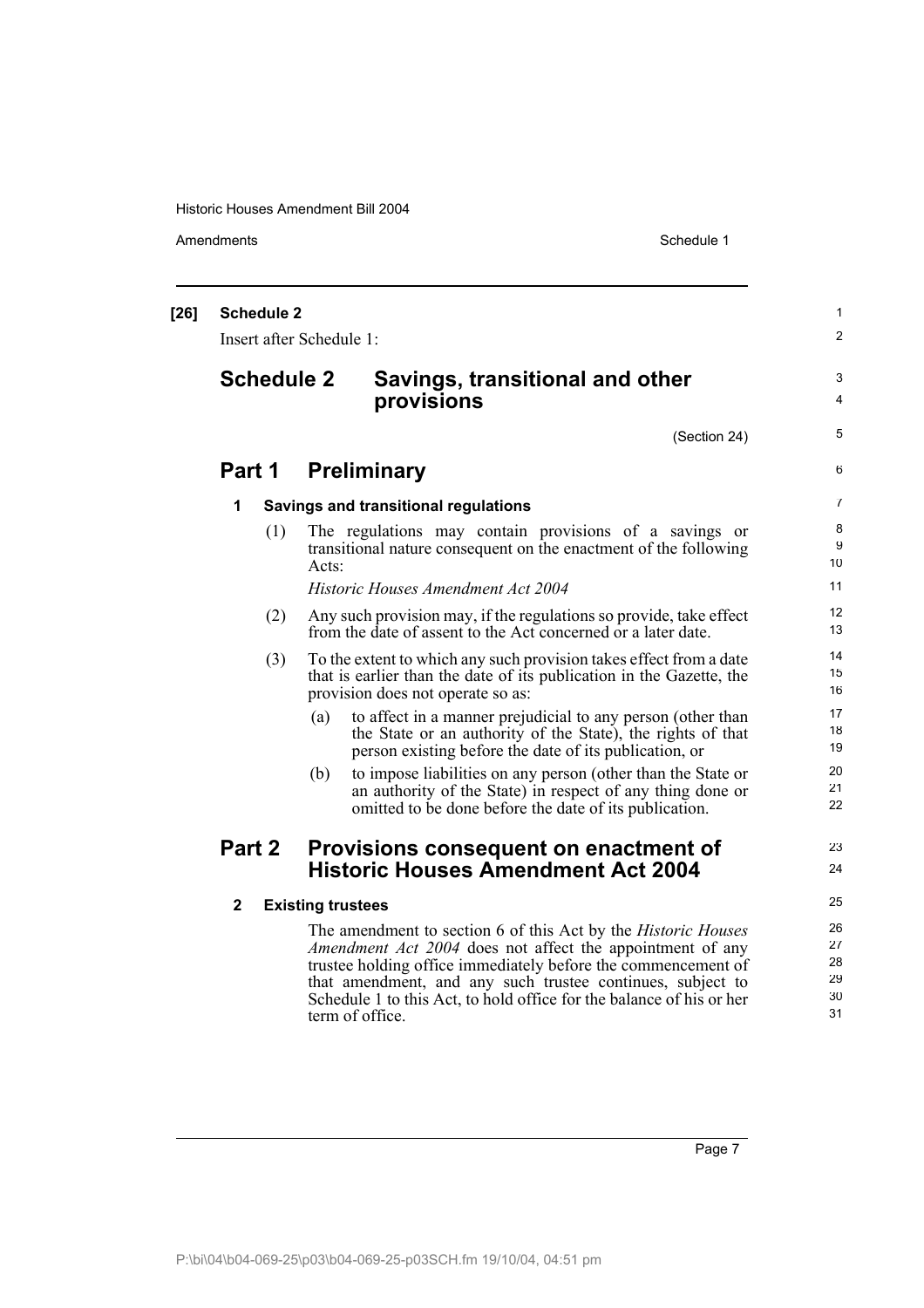**[26] Schedule 2**

Insert after Schedule 1:

# Schedule 2 Savings, transitional and other provisions

(Section 24)

## Part 1 Preliminary

### 1 Savings and transitional regulations

(1) The regulations may contain provisions of a savings or transitional nature consequent on the enactment of the following Acts:

*Historic Houses Amendment Act 2004*

(2) Any such provision may, if the regulations so provide, take effect from the date of assent to the Act concerned or a later date.

(3) To the extent to which any such provision takes effect from a date that is earlier than the date of its publication in the Gazette, the provision does not operate so as:

- (a) to affect in a manner prejudicial to any person (other than the State or an authority of the State), the rights of that person existing before the date of its publication, or
- (b) to impose liabilities on any person (other than the State or an authority of the State) in respect of any thing done or omitted to be done before the date of its publication.

## Part 2 Provisions consequent on enactment of Historic Houses Amendment Act 2004

### 2 Existing trustees

The amendment to section 6 of this Act by the *Historic Houses Amendment Act 2004* does not affect the appointment of any trustee holding office immediately before the commencement of that amendment, and any such trustee continues, subject to Schedule 1 to this Act, to hold office for the balance of his or her term of office.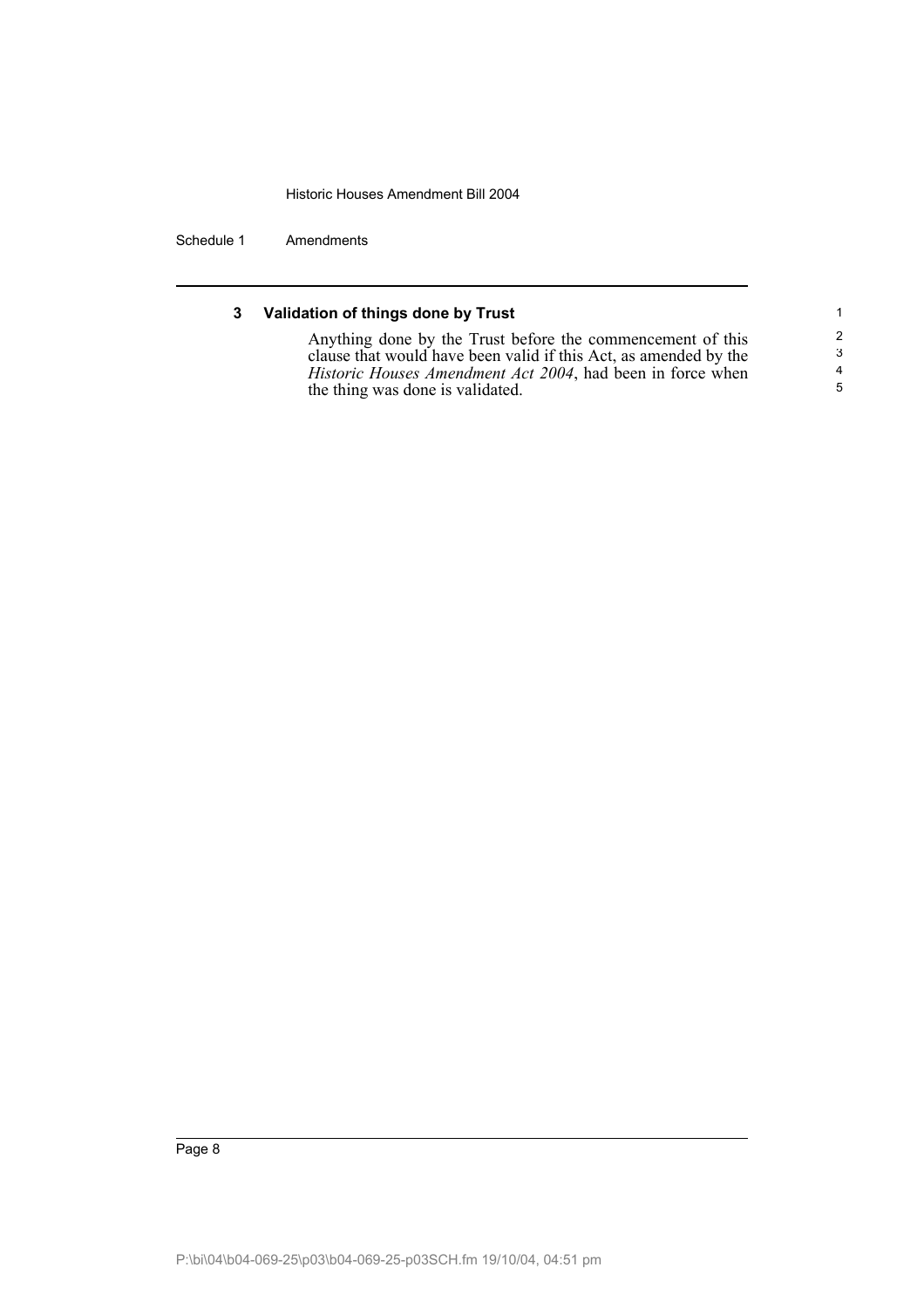### 3 Validation of things done by Trust

Anything done by the Trust before the commencement of this clause that would have been valid if this Act, as amended by the *Historic Houses Amendment Act 2004*, had been in force when the thing was done is validated.